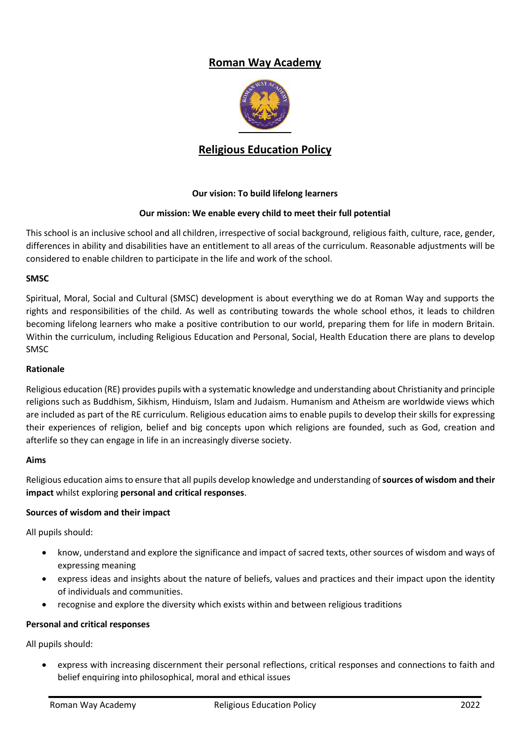# Roman Way Academy

## Religious Education Policy

**Our vision: To build lifelong learners**

**Our mission: We enable every child to meet their full potential**

This school is an inclusive school and all children, irrespective of social background, religious faith, culture, race, gender, differences in ability and disabilities have an entitlement to all areas of the curriculum. Reasonable adjustments will be considered to enable children to participate in the life and work of the school.

### SMSC

Spiritual, Moral, Social and Cultural (SMSC) development is about everything we do at Roman Way and supports the rights and responsibilities of the child. As well as contributing towards the whole school ethos, it leads to children becoming lifelong learners who make a positive contribution to our world, preparing them for life in modern Britain. Within the curriculum, including Religious Education and Personal, Social, Health Education there are plans to develop SMSC

### Rationale

Religious education (RE) provides pupils with a systematic knowledge and understanding about Christianity and principle religions such as Buddhism, Sikhism, Hinduism, Islam and Judaism. Humanism and Atheism are worldwide views which are included as part of the RE curriculum. Religious education aims to enable pupils to develop their skills for expressing their experiences of religion, belief and big concepts upon which religions are founded, such as God, creation and afterlife so they can engage in life in an increasingly diverse society.

### Aims

Religious education aims to ensure that all pupils develop knowledge and understanding of **sources of wisdom and their impact** whilst exploring **personal and critical responses**.

### Sources of wisdom and their impact

All pupils should:

- know, understand and explore the significance and impact of sacred texts, other sources of wisdom and ways of expressing meaning
- express ideas and insights about the nature of beliefs, values and practices and their impact upon the identity of individuals and communities.
- recognise and explore the diversity which exists within and between religious traditions

### Personal and critical responses

All pupils should:

- express with increasing discernment their personal reflections, critical responses and connections to faith and belief enquiring into philosophical, moral and ethical issues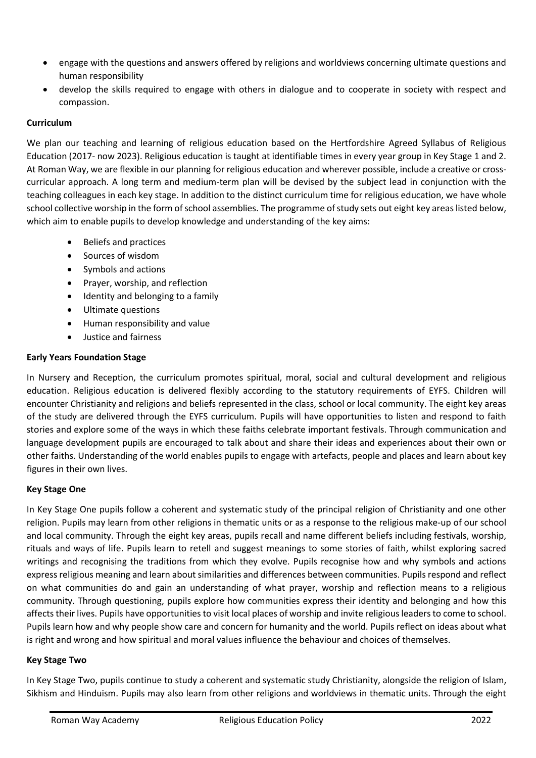- engage with the questions and answers offered by religions and worldviews concerning ultimate questions and human responsibility
- develop the skills required to engage with others in dialogue and to cooperate in society with respect and compassion.

**Curriculum**

We plan our teaching and learning of religious education based on the Hertfordshire Agreed Syllabus of Religious Education (2017- now 2023). Religious education is taught at identifiable times in every year group in Key Stage 1 and 2. At Roman Way, we are flexible in our planning for religious education and wherever possible, include a creative or cross-curricular approach. A long term and medium-term plan will be devised by the subject lead in conjunction with the teaching colleagues in each key stage. In addition to the distinct curriculum time for religious education, we have whole school collective worship in the form of school assemblies. The programme of study sets out eight key areas listed below, which aim to enable pupils to develop knowledge and understanding of the key aims:

- Beliefs and practices
- Sources of wisdom
- Symbols and actions
- Prayer, worship, and reflection
- Identity and belonging to a family
- Ultimate questions
- Human responsibility and value
- Justice and fairness

**Early Years Foundation Stage**

In Nursery and Reception, the curriculum promotes spiritual, moral, social and cultural development and religious education. Religious education is delivered flexibly according to the statutory requirements of EYFS. Children will encounter Christianity and religions and beliefs represented in the class, school or local community. The eight key areas of the study are delivered through the EYFS curriculum. Pupils will have opportunities to listen and respond to faith stories and explore some of the ways in which these faiths celebrate important festivals. Through communication and language development pupils are encouraged to talk about and share their ideas and experiences about their own or other faiths. Understanding of the world enables pupils to engage with artefacts, people and places and learn about key figures in their own lives.

**Key Stage One**

In Key Stage One pupils follow a coherent and systematic study of the principal religion of Christianity and one other religion. Pupils may learn from other religions in thematic units or as a response to the religious make-up of our school and local community. Through the eight key areas, pupils recall and name different beliefs including festivals, worship, rituals and ways of life. Pupils learn to retell and suggest meanings to some stories of faith, whilst exploring sacred writings and recognising the traditions from which they evolve. Pupils recognise how and why symbols and actions express religious meaning and learn about similarities and differences between communities. Pupils respond and reflect on what communities do and gain an understanding of what prayer, worship and reflection means to a religious community. Through questioning, pupils explore how communities express their identity and belonging and how this affects their lives. Pupils have opportunities to visit local places of worship and invite religious leaders to come to school. Pupils learn how and why people show care and concern for humanity and the world. Pupils reflect on ideas about what is right and wrong and how spiritual and moral values influence the behaviour and choices of themselves.

**Key Stage Two**

In Key Stage Two, pupils continue to study a coherent and systematic study Christianity, alongside the religion of Islam, Sikhism and Hinduism. Pupils may also learn from other religions and worldviews in thematic units. Through the eight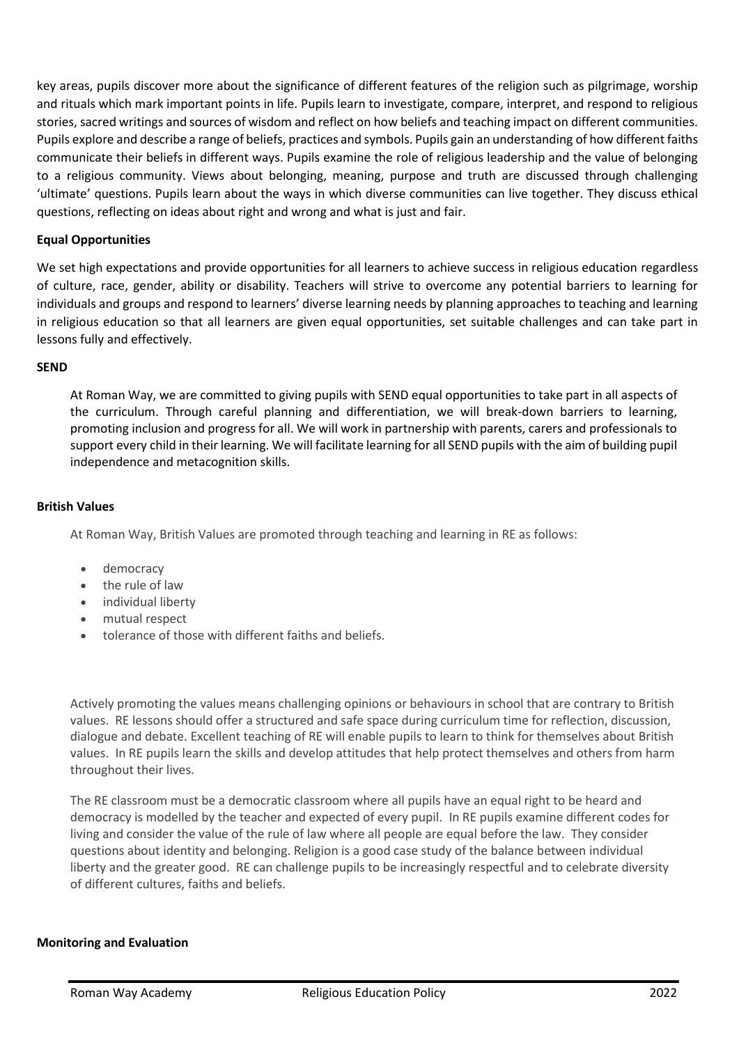key areas, pupils discover more about the significance of different features of the religion such as pilgrimage, worship and rituals which mark important points in life. Pupils learn to investigate, compare, interpret, and respond to religious stories, sacred writings and sources of wisdom and reflect on how beliefs and teaching impact on different communities. Pupils explore and describe a range of beliefs, practices and symbols. Pupils gain an understanding of how different faiths communicate their beliefs in different ways. Pupils examine the role of religious leadership and the value of belonging to a religious community. Views about belonging, meaning, purpose and truth are discussed through challenging 'ultimate' questions. Pupils learn about the ways in which diverse communities can live together. They discuss ethical questions, reflecting on ideas about right and wrong and what is just and fair.

**Equal Opportunities**

We set high expectations and provide opportunities for all learners to achieve success in religious education regardless of culture, race, gender, ability or disability. Teachers will strive to overcome any potential barriers to learning for individuals and groups and respond to learners' diverse learning needs by planning approaches to teaching and learning in religious education so that all learners are given equal opportunities, set suitable challenges and can take part in lessons fully and effectively.

**SEND**

At Roman Way, we are committed to giving pupils with SEND equal opportunities to take part in all aspects of the curriculum. Through careful planning and differentiation, we will break-down barriers to learning, promoting inclusion and progress for all. We will work in partnership with parents, carers and professionals to support every child in their learning. We will facilitate learning for all SEND pupils with the aim of building pupil independence and metacognition skills.

**British Values**

At Roman Way, British Values are promoted through teaching and learning in RE as follows:

- democracy
- the rule of law
- individual liberty
- mutual respect
- tolerance of those with different faiths and beliefs.

Actively promoting the values means challenging opinions or behaviours in school that are contrary to British values. RE lessons should offer a structured and safe space during curriculum time for reflection, discussion, dialogue and debate. Excellent teaching of RE will enable pupils to learn to think for themselves about British values. In RE pupils learn the skills and develop attitudes that help protect themselves and others from harm throughout their lives.

The RE classroom must be a democratic classroom where all pupils have an equal right to be heard and democracy is modelled by the teacher and expected of every pupil. In RE pupils examine different codes for living and consider the value of the rule of law where all people are equal before the law. They consider questions about identity and belonging. Religion is a good case study of the balance between individual liberty and the greater good. RE can challenge pupils to be increasingly respectful and to celebrate diversity of different cultures, faiths and beliefs.

**Monitoring and Evaluation**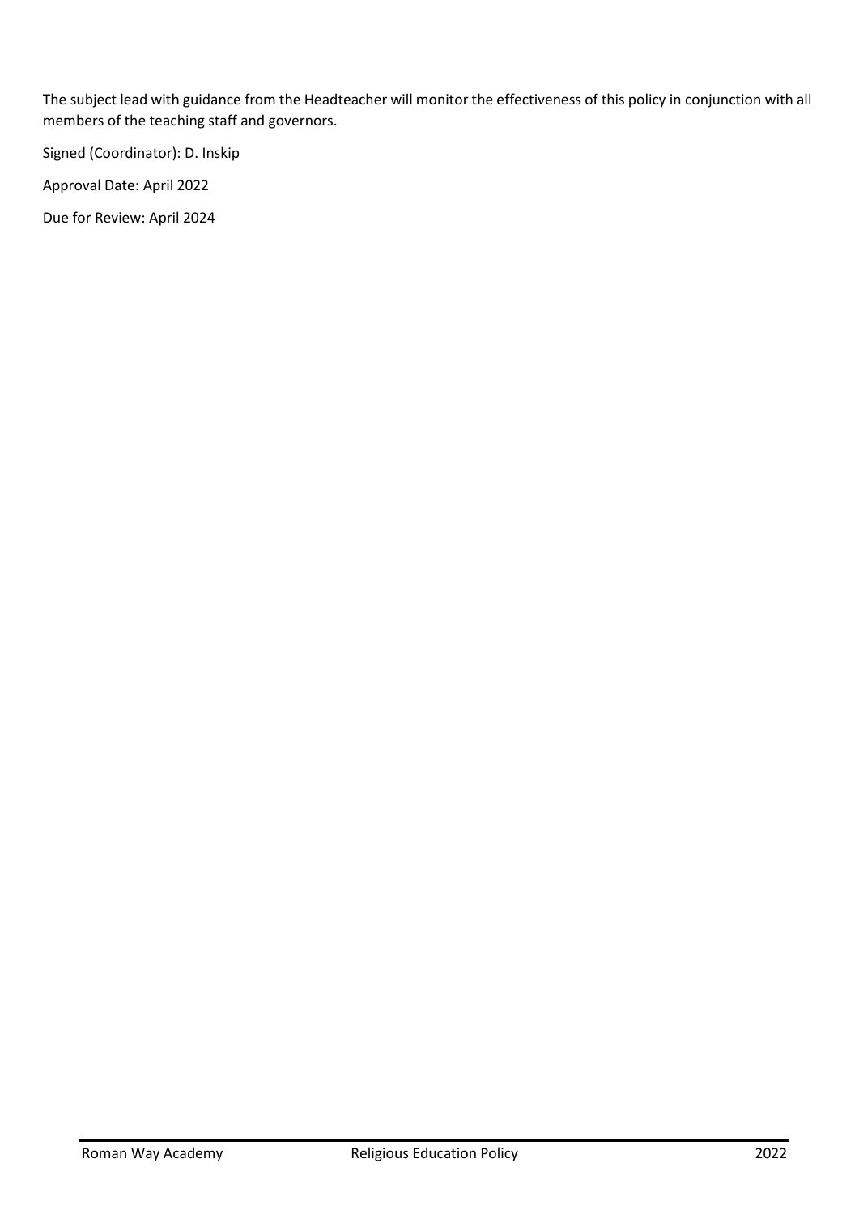The subject lead with guidance from the Headteacher will monitor the effectiveness of this policy in conjunction with all members of the teaching staff and governors.

Signed (Coordinator): D. Inskip

Approval Date: April 2022

Due for Review: April 2024